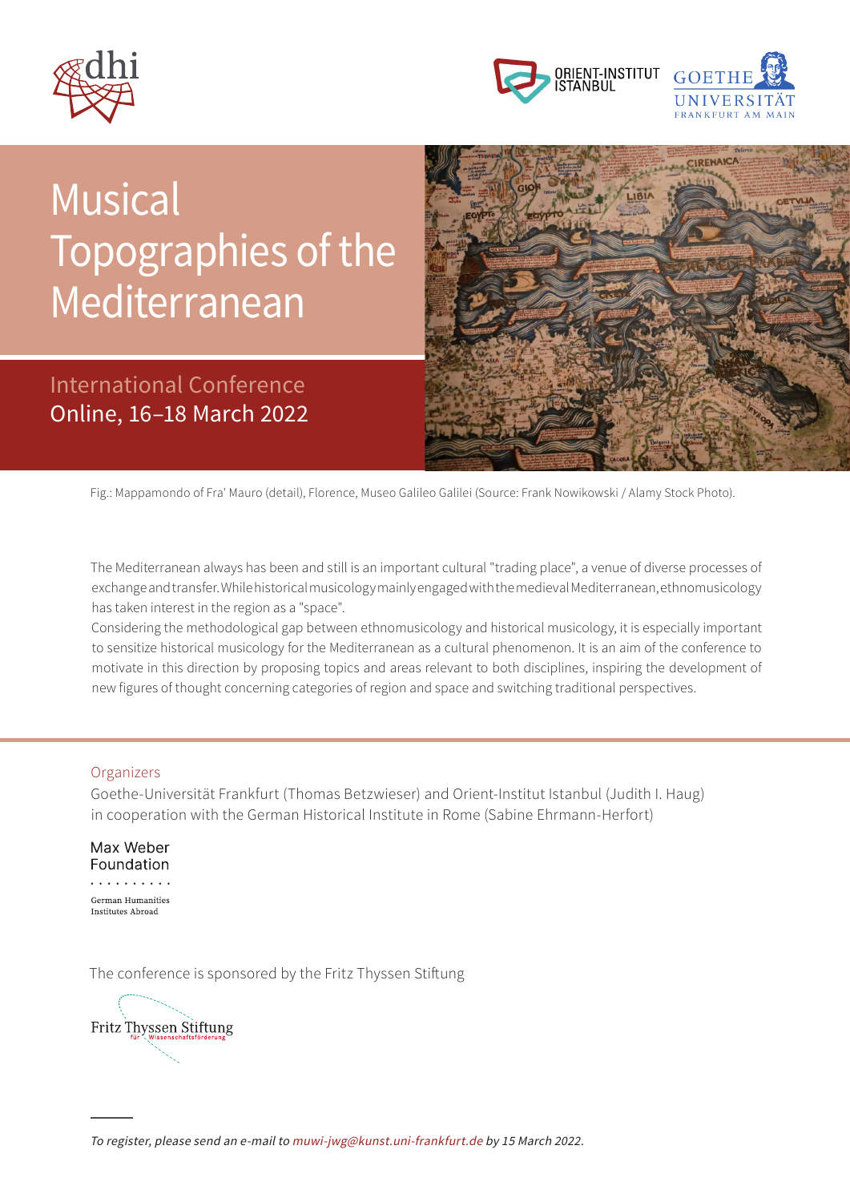# Musical Topographies of the Mediterranean

## International Conference
Online, 16–18 March 2022

Fig.: Mappamondo of Fra' Mauro (detail), Florence, Museo Galileo Galilei (Source: Frank Nowikowski / Alamy Stock Photo).

The Mediterranean always has been and still is an important cultural "trading place", a venue of diverse processes of exchange and transfer. While historical musicology mainly engaged with the medieval Mediterranean, ethnomusicology has taken interest in the region as a "space".
Considering the methodological gap between ethnomusicology and historical musicology, it is especially important to sensitize historical musicology for the Mediterranean as a cultural phenomenon. It is an aim of the conference to motivate in this direction by proposing topics and areas relevant to both disciplines, inspiring the development of new figures of thought concerning categories of region and space and switching traditional perspectives.

### Organizers

Goethe-Universität Frankfurt (Thomas Betzwieser) and Orient-Institut Istanbul (Judith I. Haug) in cooperation with the German Historical Institute in Rome (Sabine Ehrmann-Herfort)

Max Weber Foundation

German Humanities Institutes Abroad

The conference is sponsored by the Fritz Thyssen Stiftung

Fritz Thyssen Stiftung für Wissenschaftsförderung

*To register, please send an e-mail to muwi-jwg@kunst.uni-frankfurt.de by 15 March 2022.*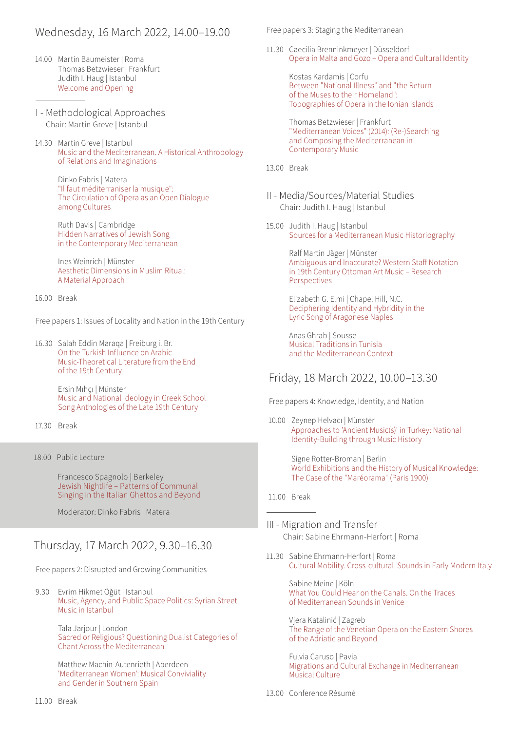## Wednesday, 16 March 2022, 14.00–19.00

14.00 Martin Baumeister | Roma
Thomas Betzwieser | Frankfurt
Judith I. Haug | Istanbul
Welcome and Opening

### I - Methodological Approaches

Chair: Martin Greve | Istanbul

14.30 Martin Greve | Istanbul
Music and the Mediterranean. A Historical Anthropology of Relations and Imaginations

Dinko Fabris | Matera
"Il faut méditerraniser la musique": The Circulation of Opera as an Open Dialogue among Cultures

Ruth Davis | Cambridge
Hidden Narratives of Jewish Song in the Contemporary Mediterranean

Ines Weinrich | Münster
Aesthetic Dimensions in Muslim Ritual: A Material Approach

16.00 Break

Free papers 1: Issues of Locality and Nation in the 19th Century

16.30 Salah Eddin Maraqa | Freiburg i. Br.
On the Turkish Influence on Arabic Music-Theoretical Literature from the End of the 19th Century

Ersin Mıhçı | Münster
Music and National Ideology in Greek School Song Anthologies of the Late 19th Century

17.30 Break

18.00 Public Lecture

Francesco Spagnolo | Berkeley
Jewish Nightlife – Patterns of Communal Singing in the Italian Ghettos and Beyond

Moderator: Dinko Fabris | Matera

## Thursday, 17 March 2022, 9.30–16.30

Free papers 2: Disrupted and Growing Communities

9.30 Evrim Hikmet Öğüt | Istanbul
Music, Agency, and Public Space Politics: Syrian Street Music in Istanbul

Tala Jarjour | London
Sacred or Religious? Questioning Dualist Categories of Chant Across the Mediterranean

Matthew Machin-Autenrieth | Aberdeen
'Mediterranean Women': Musical Conviviality and Gender in Southern Spain

11.00 Break

Free papers 3: Staging the Mediterranean

11.30 Caecilia Brenninkmeyer | Düsseldorf
Opera in Malta and Gozo – Opera and Cultural Identity

Kostas Kardamis | Corfu
Between "National Illness" and "the Return of the Muses to their Homeland": Topographies of Opera in the Ionian Islands

Thomas Betzwieser | Frankfurt
"Mediterranean Voices" (2014): (Re-)Searching and Composing the Mediterranean in Contemporary Music

13.00 Break

### II - Media/Sources/Material Studies

Chair: Judith I. Haug | Istanbul

15.00 Judith I. Haug | Istanbul
Sources for a Mediterranean Music Historiography

Ralf Martin Jäger | Münster
Ambiguous and Inaccurate? Western Staff Notation in 19th Century Ottoman Art Music – Research Perspectives

Elizabeth G. Elmi | Chapel Hill, N.C.
Deciphering Identity and Hybridity in the Lyric Song of Aragonese Naples

Anas Ghrab | Sousse
Musical Traditions in Tunisia and the Mediterranean Context

## Friday, 18 March 2022, 10.00–13.30

Free papers 4: Knowledge, Identity, and Nation

10.00 Zeynep Helvacı | Münster
Approaches to 'Ancient Music(s)' in Turkey: National Identity-Building through Music History

Signe Rotter-Broman | Berlin
World Exhibitions and the History of Musical Knowledge: The Case of the "Maréorama" (Paris 1900)

11.00 Break

### III - Migration and Transfer

Chair: Sabine Ehrmann-Herfort | Roma

11.30 Sabine Ehrmann-Herfort | Roma
Cultural Mobility. Cross-cultural Sounds in Early Modern Italy

Sabine Meine | Köln
What You Could Hear on the Canals. On the Traces of Mediterranean Sounds in Venice

Vjera Katalinić | Zagreb
The Range of the Venetian Opera on the Eastern Shores of the Adriatic and Beyond

Fulvia Caruso | Pavia
Migrations and Cultural Exchange in Mediterranean Musical Culture

13.00 Conference Résumé